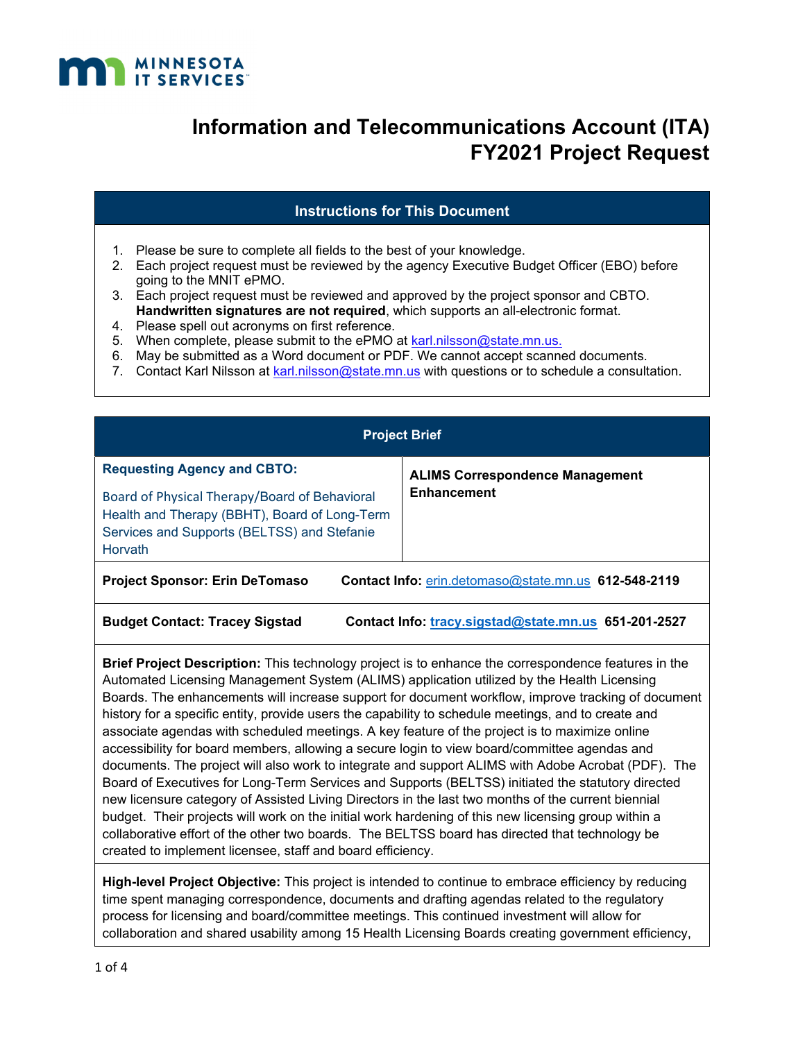MINNESOTA IT SERVICES

# Information and Telecommunications Account (ITA) FY2021 Project Request

## Instructions for This Document

1. Please be sure to complete all fields to the best of your knowledge.
2. Each project request must be reviewed by the agency Executive Budget Officer (EBO) before going to the MNIT ePMO.
3. Each project request must be reviewed and approved by the project sponsor and CBTO. **Handwritten signatures are not required**, which supports an all-electronic format.
4. Please spell out acronyms on first reference.
5. When complete, please submit to the ePMO at karl.nilsson@state.mn.us.
6. May be submitted as a Word document or PDF. We cannot accept scanned documents.
7. Contact Karl Nilsson at karl.nilsson@state.mn.us with questions or to schedule a consultation.

## Project Brief

| **Requesting Agency and CBTO:** Board of Physical Therapy/Board of Behavioral Health and Therapy (BBHT), Board of Long-Term Services and Supports (BELTSS) and Stefanie Horvath | **ALIMS Correspondence Management Enhancement** |
|---|---|

**Project Sponsor: Erin DeTomaso** **Contact Info:** erin.detomaso@state.mn.us **612-548-2119**

**Budget Contact: Tracey Sigstad** **Contact Info:** **tracy.sigstad@state.mn.us** **651-201-2527**

**Brief Project Description:** This technology project is to enhance the correspondence features in the Automated Licensing Management System (ALIMS) application utilized by the Health Licensing Boards. The enhancements will increase support for document workflow, improve tracking of document history for a specific entity, provide users the capability to schedule meetings, and to create and associate agendas with scheduled meetings. A key feature of the project is to maximize online accessibility for board members, allowing a secure login to view board/committee agendas and documents. The project will also work to integrate and support ALIMS with Adobe Acrobat (PDF). The Board of Executives for Long-Term Services and Supports (BELTSS) initiated the statutory directed new licensure category of Assisted Living Directors in the last two months of the current biennial budget. Their projects will work on the initial work hardening of this new licensing group within a collaborative effort of the other two boards. The BELTSS board has directed that technology be created to implement licensee, staff and board efficiency.

**High-level Project Objective:** This project is intended to continue to embrace efficiency by reducing time spent managing correspondence, documents and drafting agendas related to the regulatory process for licensing and board/committee meetings. This continued investment will allow for collaboration and shared usability among 15 Health Licensing Boards creating government efficiency,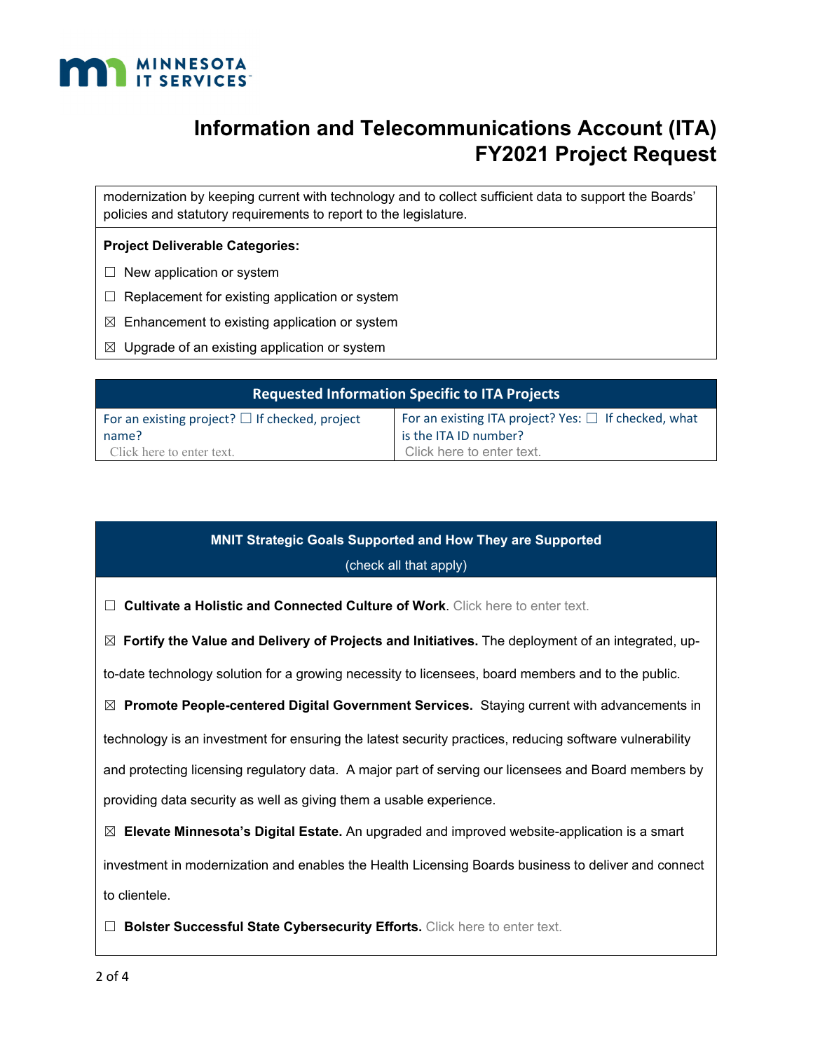modernization by keeping current with technology and to collect sufficient data to support the Boards' policies and statutory requirements to report to the legislature.

**Project Deliverable Categories:**

☐ New application or system

☐ Replacement for existing application or system

☒ Enhancement to existing application or system

☒ Upgrade of an existing application or system

| Requested Information Specific to ITA Projects | |
|---|---|
| For an existing project? ☐ If checked, project name? Click here to enter text. | For an existing ITA project? Yes: ☐ If checked, what is the ITA ID number? Click here to enter text. |

**MNIT Strategic Goals Supported and How They are Supported**

(check all that apply)

☐ **Cultivate a Holistic and Connected Culture of Work**. Click here to enter text.

☒ **Fortify the Value and Delivery of Projects and Initiatives.** The deployment of an integrated, up-to-date technology solution for a growing necessity to licensees, board members and to the public.

☒ **Promote People-centered Digital Government Services.** Staying current with advancements in technology is an investment for ensuring the latest security practices, reducing software vulnerability and protecting licensing regulatory data. A major part of serving our licensees and Board members by providing data security as well as giving them a usable experience.

☒ **Elevate Minnesota's Digital Estate.** An upgraded and improved website-application is a smart investment in modernization and enables the Health Licensing Boards business to deliver and connect to clientele.

☐ **Bolster Successful State Cybersecurity Efforts.** Click here to enter text.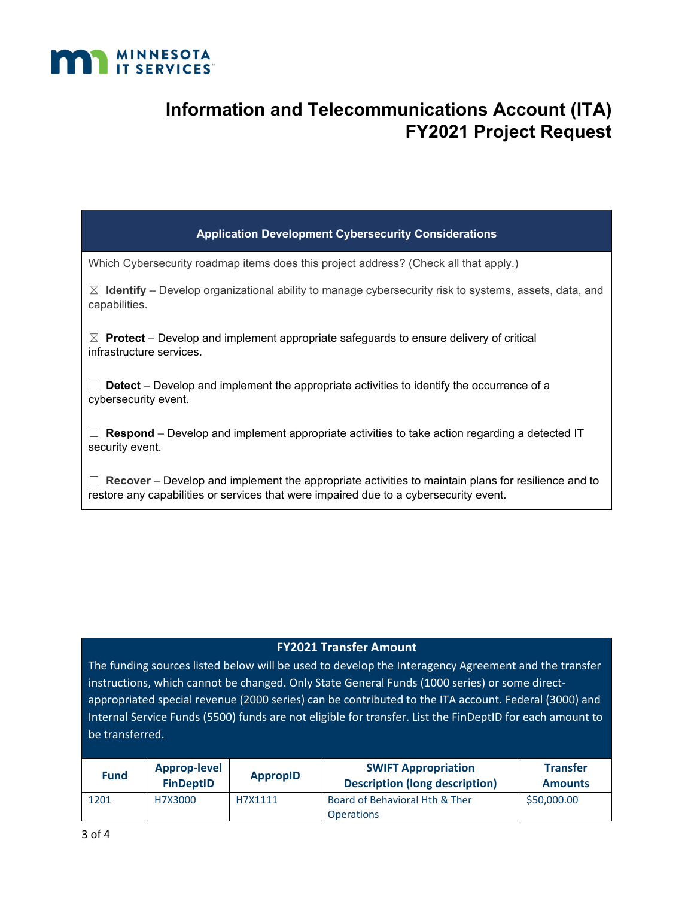# Information and Telecommunications Account (ITA) FY2021 Project Request

## Application Development Cybersecurity Considerations

Which Cybersecurity roadmap items does this project address? (Check all that apply.)

☒ **Identify** – Develop organizational ability to manage cybersecurity risk to systems, assets, data, and capabilities.

☒ **Protect** – Develop and implement appropriate safeguards to ensure delivery of critical infrastructure services.

☐ **Detect** – Develop and implement the appropriate activities to identify the occurrence of a cybersecurity event.

☐ **Respond** – Develop and implement appropriate activities to take action regarding a detected IT security event.

☐ **Recover** – Develop and implement the appropriate activities to maintain plans for resilience and to restore any capabilities or services that were impaired due to a cybersecurity event.

## FY2021 Transfer Amount

The funding sources listed below will be used to develop the Interagency Agreement and the transfer instructions, which cannot be changed. Only State General Funds (1000 series) or some direct-appropriated special revenue (2000 series) can be contributed to the ITA account. Federal (3000) and Internal Service Funds (5500) funds are not eligible for transfer. List the FinDeptID for each amount to be transferred.

| Fund | Approp-level FinDeptID | ApropID | SWIFT Appropriation Description (long description) | Transfer Amounts |
|---|---|---|---|---|
| 1201 | H7X3000 | H7X1111 | Board of Behavioral Hth & Ther Operations | $50,000.00 |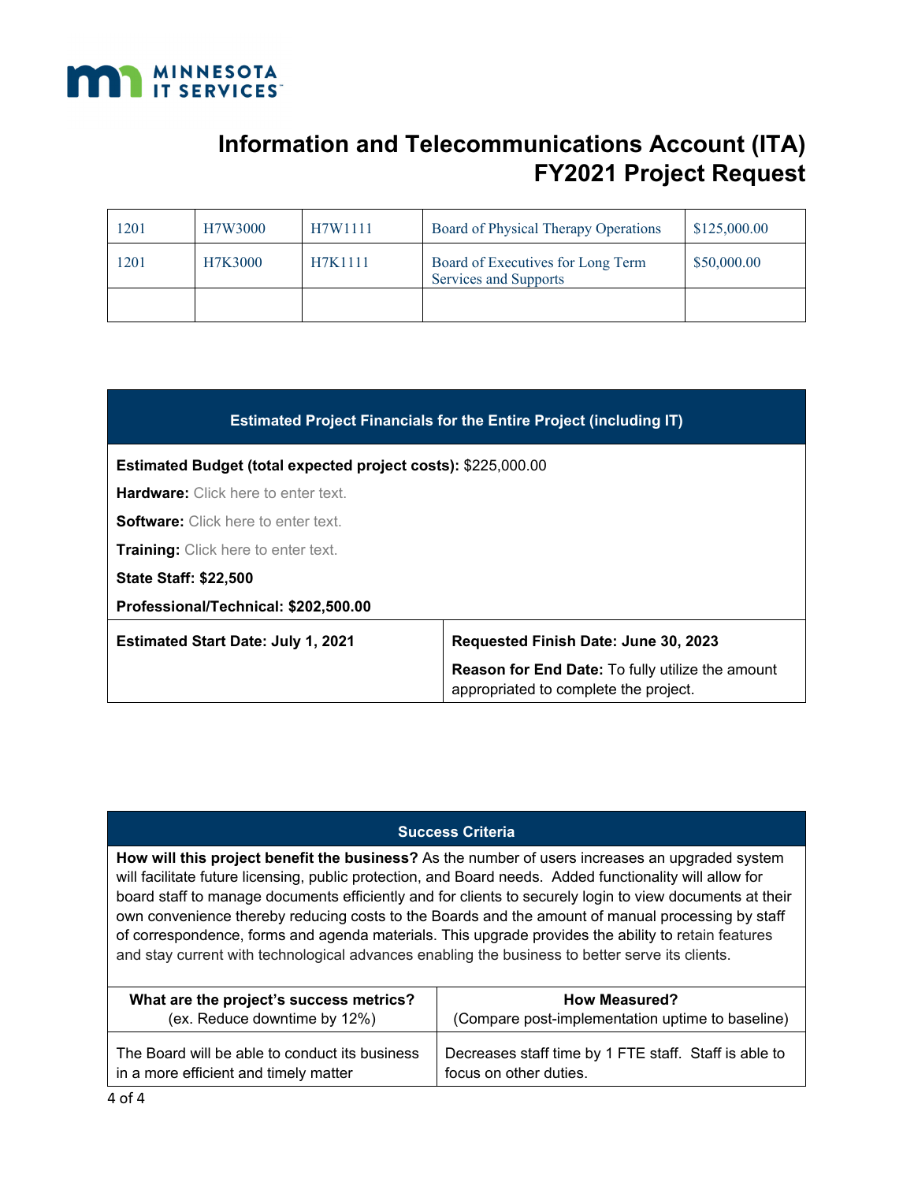# Information and Telecommunications Account (ITA) FY2021 Project Request

| | | | | |
|---|---|---|---|---|
| 1201 | H7W3000 | H7W1111 | Board of Physical Therapy Operations | $125,000.00 |
| 1201 | H7K3000 | H7K1111 | Board of Executives for Long Term Services and Supports | $50,000.00 |
| | | | | |

## Estimated Project Financials for the Entire Project (including IT)

**Estimated Budget (total expected project costs):** $225,000.00

**Hardware:** Click here to enter text.

**Software:** Click here to enter text.

**Training:** Click here to enter text.

**State Staff: $22,500**

**Professional/Technical: $202,500.00**

| **Estimated Start Date: July 1, 2021** | **Requested Finish Date: June 30, 2023** |
|---|---|
| | **Reason for End Date:** To fully utilize the amount appropriated to complete the project. |

## Success Criteria

**How will this project benefit the business?** As the number of users increases an upgraded system will facilitate future licensing, public protection, and Board needs. Added functionality will allow for board staff to manage documents efficiently and for clients to securely login to view documents at their own convenience thereby reducing costs to the Boards and the amount of manual processing by staff of correspondence, forms and agenda materials. This upgrade provides the ability to retain features and stay current with technological advances enabling the business to better serve its clients.

| **What are the project's success metrics?** (ex. Reduce downtime by 12%) | **How Measured?** (Compare post-implementation uptime to baseline) |
|---|---|
| The Board will be able to conduct its business in a more efficient and timely matter | Decreases staff time by 1 FTE staff. Staff is able to focus on other duties. |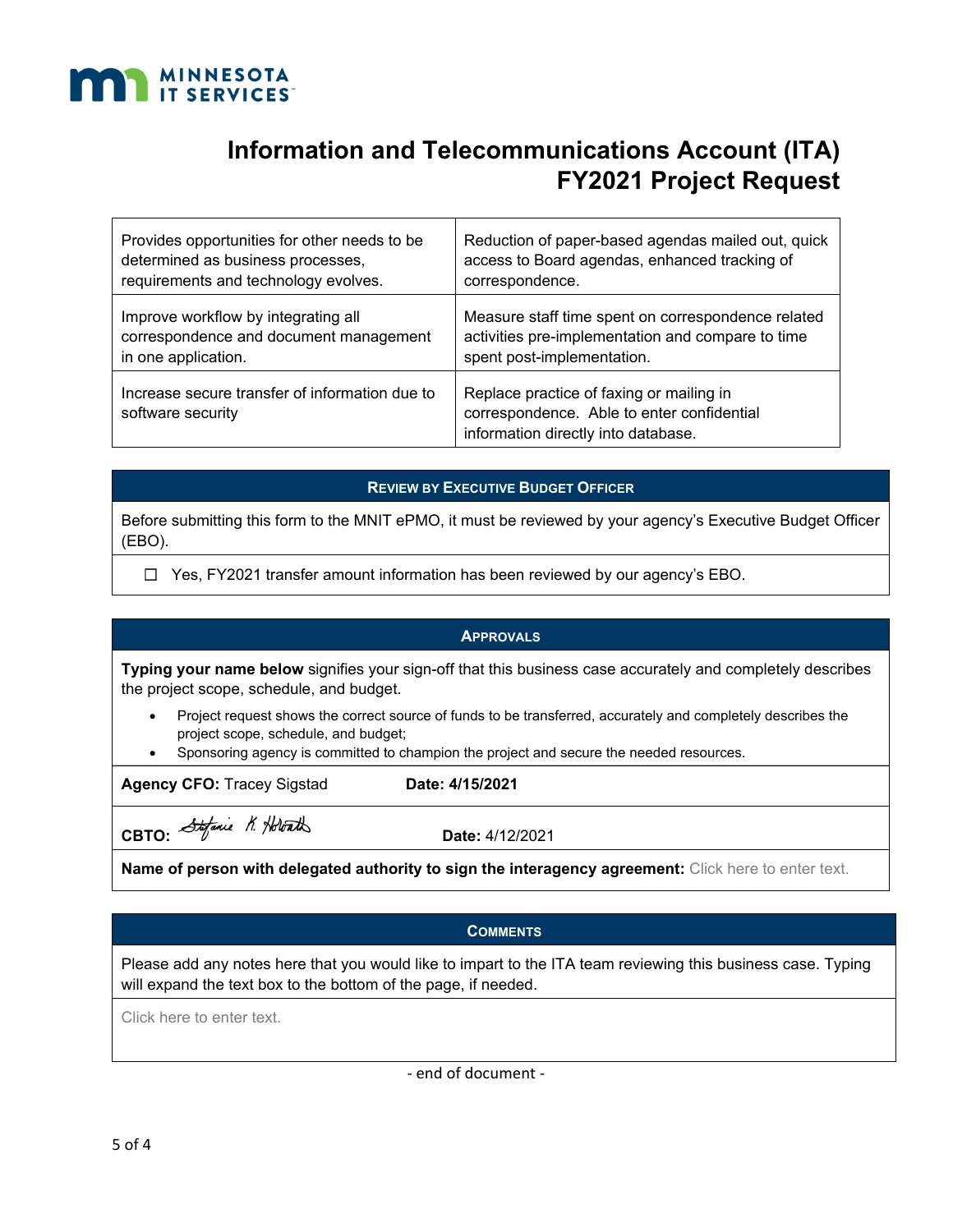# Information and Telecommunications Account (ITA) FY2021 Project Request

| | |
|---|---|
| Provides opportunities for other needs to be determined as business processes, requirements and technology evolves. | Reduction of paper-based agendas mailed out, quick access to Board agendas, enhanced tracking of correspondence. |
| Improve workflow by integrating all correspondence and document management in one application. | Measure staff time spent on correspondence related activities pre-implementation and compare to time spent post-implementation. |
| Increase secure transfer of information due to software security | Replace practice of faxing or mailing in correspondence. Able to enter confidential information directly into database. |

## Review by Executive Budget Officer

Before submitting this form to the MNIT ePMO, it must be reviewed by your agency's Executive Budget Officer (EBO).

☐ Yes, FY2021 transfer amount information has been reviewed by our agency's EBO.

## Approvals

**Typing your name below** signifies your sign-off that this business case accurately and completely describes the project scope, schedule, and budget.

- Project request shows the correct source of funds to be transferred, accurately and completely describes the project scope, schedule, and budget;
- Sponsoring agency is committed to champion the project and secure the needed resources.

**Agency CFO:** Tracey Sigstad **Date: 4/15/2021**

**CBTO:** Stefanie K. Horvath **Date:** 4/12/2021

**Name of person with delegated authority to sign the interagency agreement:** Click here to enter text.

## Comments

Please add any notes here that you would like to impart to the ITA team reviewing this business case. Typing will expand the text box to the bottom of the page, if needed.

Click here to enter text.

- end of document -